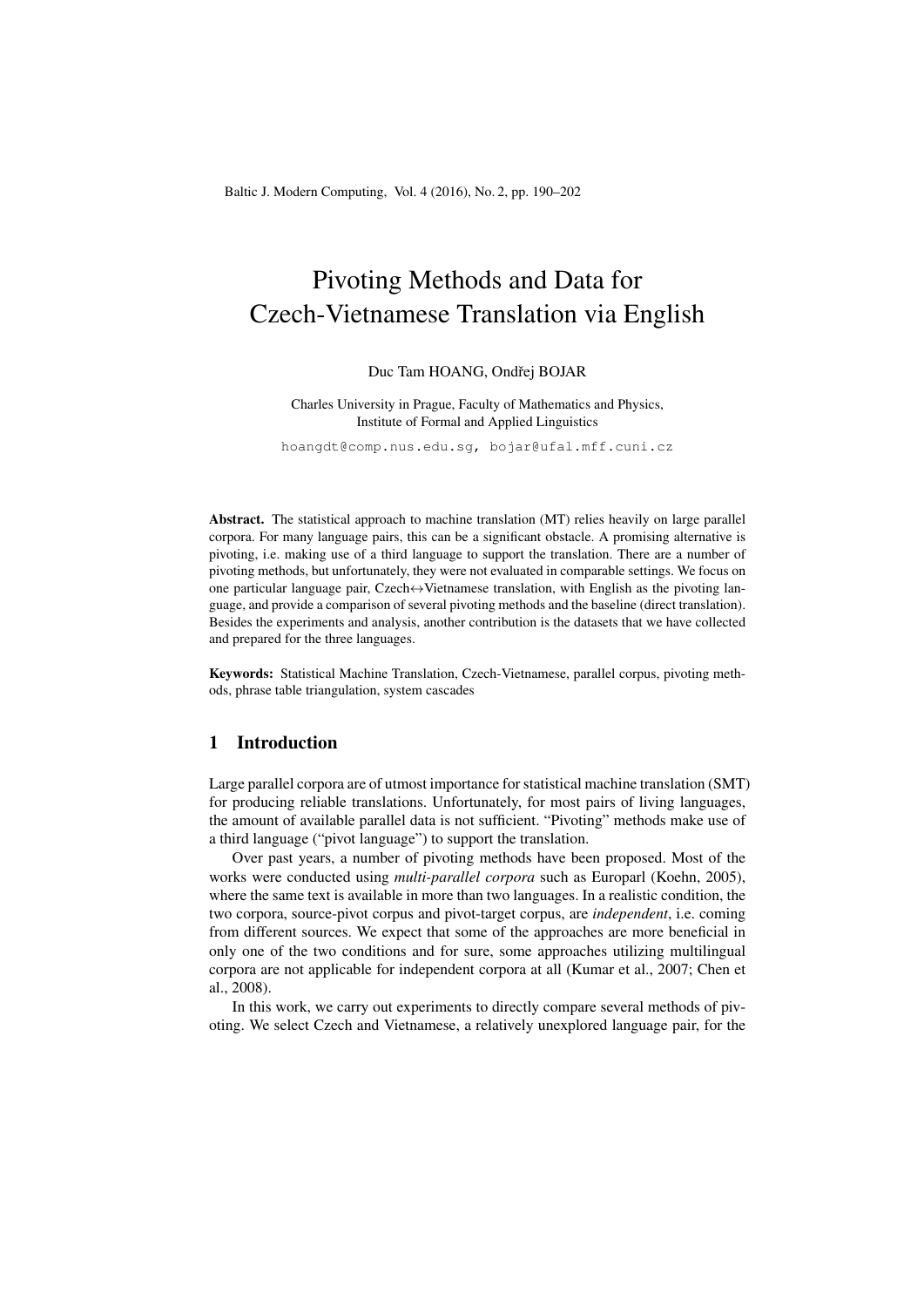# Pivoting Methods and Data for Czech-Vietnamese Translation via English

Duc Tam HOANG, Ondřej BOJAR

Charles University in Prague, Faculty of Mathematics and Physics, Institute of Formal and Applied Linguistics

hoangdt@comp.nus.edu.sg, bojar@ufal.mff.cuni.cz

**Abstract.** The statistical approach to machine translation (MT) relies heavily on large parallel corpora. For many language pairs, this can be a significant obstacle. A promising alternative is pivoting, i.e. making use of a third language to support the translation. There are a number of pivoting methods, but unfortunately, they were not evaluated in comparable settings. We focus on one particular language pair, Czech↔Vietnamese translation, with English as the pivoting language, and provide a comparison of several pivoting methods and the baseline (direct translation). Besides the experiments and analysis, another contribution is the datasets that we have collected and prepared for the three languages.

**Keywords:** Statistical Machine Translation, Czech-Vietnamese, parallel corpus, pivoting methods, phrase table triangulation, system cascades

## 1 Introduction

Large parallel corpora are of utmost importance for statistical machine translation (SMT) for producing reliable translations. Unfortunately, for most pairs of living languages, the amount of available parallel data is not sufficient. "Pivoting" methods make use of a third language ("pivot language") to support the translation.

Over past years, a number of pivoting methods have been proposed. Most of the works were conducted using *multi-parallel corpora* such as Europarl (Koehn, 2005), where the same text is available in more than two languages. In a realistic condition, the two corpora, source-pivot corpus and pivot-target corpus, are *independent*, i.e. coming from different sources. We expect that some of the approaches are more beneficial in only one of the two conditions and for sure, some approaches utilizing multilingual corpora are not applicable for independent corpora at all (Kumar et al., 2007; Chen et al., 2008).

In this work, we carry out experiments to directly compare several methods of pivoting. We select Czech and Vietnamese, a relatively unexplored language pair, for the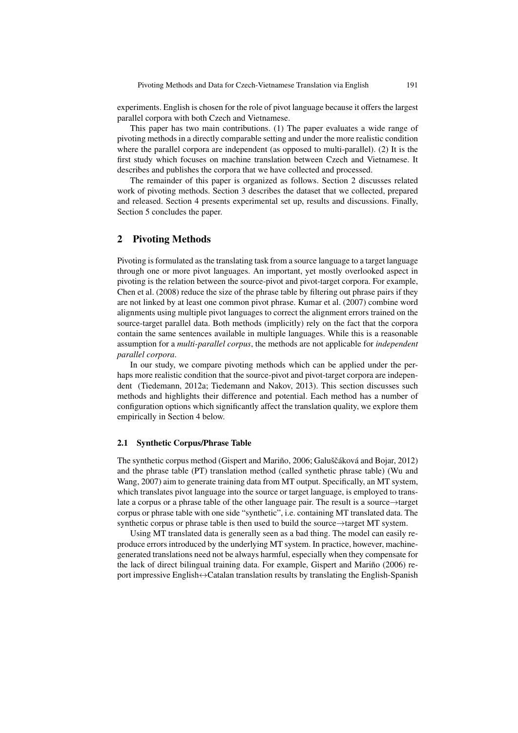experiments. English is chosen for the role of pivot language because it offers the largest parallel corpora with both Czech and Vietnamese.

This paper has two main contributions. (1) The paper evaluates a wide range of pivoting methods in a directly comparable setting and under the more realistic condition where the parallel corpora are independent (as opposed to multi-parallel). (2) It is the first study which focuses on machine translation between Czech and Vietnamese. It describes and publishes the corpora that we have collected and processed.

The remainder of this paper is organized as follows. Section 2 discusses related work of pivoting methods. Section 3 describes the dataset that we collected, prepared and released. Section 4 presents experimental set up, results and discussions. Finally, Section 5 concludes the paper.

## 2 Pivoting Methods

Pivoting is formulated as the translating task from a source language to a target language through one or more pivot languages. An important, yet mostly overlooked aspect in pivoting is the relation between the source-pivot and pivot-target corpora. For example, Chen et al. (2008) reduce the size of the phrase table by filtering out phrase pairs if they are not linked by at least one common pivot phrase. Kumar et al. (2007) combine word alignments using multiple pivot languages to correct the alignment errors trained on the source-target parallel data. Both methods (implicitly) rely on the fact that the corpora contain the same sentences available in multiple languages. While this is a reasonable assumption for a *multi-parallel corpus*, the methods are not applicable for *independent parallel corpora*.

In our study, we compare pivoting methods which can be applied under the perhaps more realistic condition that the source-pivot and pivot-target corpora are independent (Tiedemann, 2012a; Tiedemann and Nakov, 2013). This section discusses such methods and highlights their difference and potential. Each method has a number of configuration options which significantly affect the translation quality, we explore them empirically in Section 4 below.

### 2.1 Synthetic Corpus/Phrase Table

The synthetic corpus method (Gispert and Mariño, 2006; Galuščáková and Bojar, 2012) and the phrase table (PT) translation method (called synthetic phrase table) (Wu and Wang, 2007) aim to generate training data from MT output. Specifically, an MT system, which translates pivot language into the source or target language, is employed to translate a corpus or a phrase table of the other language pair. The result is a source→target corpus or phrase table with one side "synthetic", i.e. containing MT translated data. The synthetic corpus or phrase table is then used to build the source→target MT system.

Using MT translated data is generally seen as a bad thing. The model can easily reproduce errors introduced by the underlying MT system. In practice, however, machine-generated translations need not be always harmful, especially when they compensate for the lack of direct bilingual training data. For example, Gispert and Mariño (2006) report impressive English↔Catalan translation results by translating the English-Spanish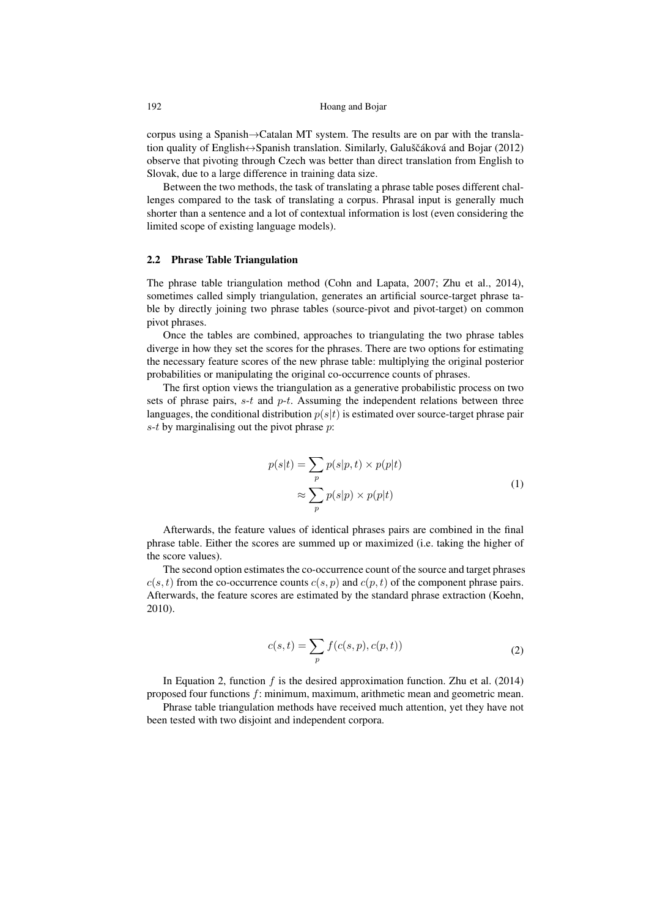corpus using a Spanish→Catalan MT system. The results are on par with the translation quality of English↔Spanish translation. Similarly, Galuščáková and Bojar (2012) observe that pivoting through Czech was better than direct translation from English to Slovak, due to a large difference in training data size.

Between the two methods, the task of translating a phrase table poses different challenges compared to the task of translating a corpus. Phrasal input is generally much shorter than a sentence and a lot of contextual information is lost (even considering the limited scope of existing language models).

## 2.2 Phrase Table Triangulation

The phrase table triangulation method (Cohn and Lapata, 2007; Zhu et al., 2014), sometimes called simply triangulation, generates an artificial source-target phrase table by directly joining two phrase tables (source-pivot and pivot-target) on common pivot phrases.

Once the tables are combined, approaches to triangulating the two phrase tables diverge in how they set the scores for the phrases. There are two options for estimating the necessary feature scores of the new phrase table: multiplying the original posterior probabilities or manipulating the original co-occurrence counts of phrases.

The first option views the triangulation as a generative probabilistic process on two sets of phrase pairs, $s$-$t$ and $p$-$t$. Assuming the independent relations between three languages, the conditional distribution $p(s|t)$ is estimated over source-target phrase pair $s$-$t$ by marginalising out the pivot phrase $p$:

$$
\begin{aligned}
p(s|t) &= \sum_{p} p(s|p,t) \times p(p|t) \\
&\approx \sum_{p} p(s|p) \times p(p|t)
\end{aligned} \tag{1}
$$

Afterwards, the feature values of identical phrases pairs are combined in the final phrase table. Either the scores are summed up or maximized (i.e. taking the higher of the score values).

The second option estimates the co-occurrence count of the source and target phrases $c(s,t)$ from the co-occurrence counts $c(s,p)$ and $c(p,t)$ of the component phrase pairs. Afterwards, the feature scores are estimated by the standard phrase extraction (Koehn, 2010).

$$
c(s,t) = \sum_{p} f(c(s,p), c(p,t)) \tag{2}
$$

In Equation 2, function $f$ is the desired approximation function. Zhu et al. (2014) proposed four functions $f$: minimum, maximum, arithmetic mean and geometric mean.

Phrase table triangulation methods have received much attention, yet they have not been tested with two disjoint and independent corpora.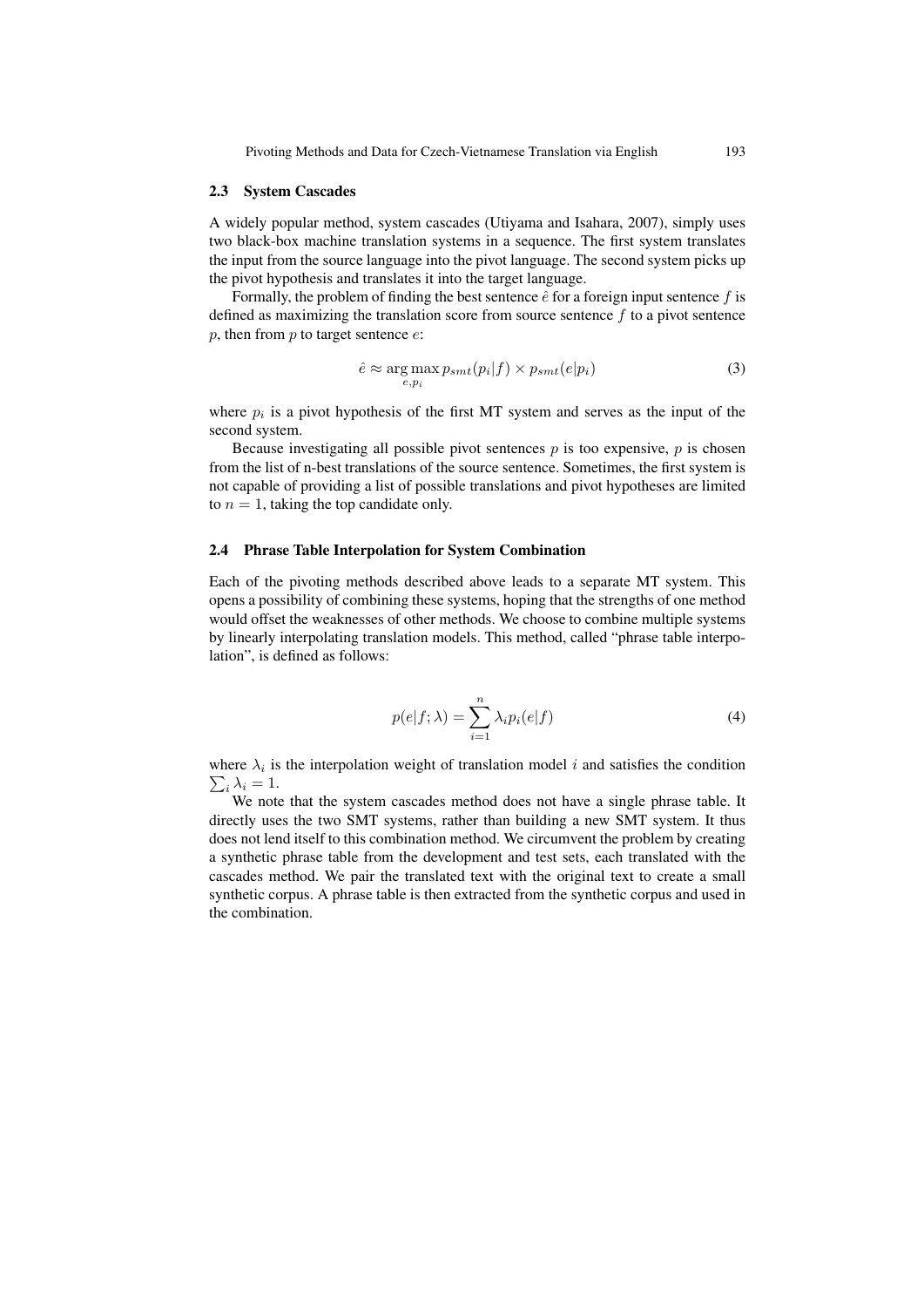### 2.3 System Cascades

A widely popular method, system cascades (Utiyama and Isahara, 2007), simply uses two black-box machine translation systems in a sequence. The first system translates the input from the source language into the pivot language. The second system picks up the pivot hypothesis and translates it into the target language.

Formally, the problem of finding the best sentence $\hat{e}$ for a foreign input sentence $f$ is defined as maximizing the translation score from source sentence $f$ to a pivot sentence $p$, then from $p$ to target sentence $e$:

$$\hat{e} \approx \arg\max_{e,p_i} p_{smt}(p_i|f) \times p_{smt}(e|p_i) \tag{3}$$

where $p_i$ is a pivot hypothesis of the first MT system and serves as the input of the second system.

Because investigating all possible pivot sentences $p$ is too expensive, $p$ is chosen from the list of n-best translations of the source sentence. Sometimes, the first system is not capable of providing a list of possible translations and pivot hypotheses are limited to $n = 1$, taking the top candidate only.

### 2.4 Phrase Table Interpolation for System Combination

Each of the pivoting methods described above leads to a separate MT system. This opens a possibility of combining these systems, hoping that the strengths of one method would offset the weaknesses of other methods. We choose to combine multiple systems by linearly interpolating translation models. This method, called "phrase table interpolation", is defined as follows:

$$p(e|f;\lambda) = \sum_{i=1}^{n} \lambda_i p_i(e|f) \tag{4}$$

where $\lambda_i$ is the interpolation weight of translation model $i$ and satisfies the condition $\sum_i \lambda_i = 1$.

We note that the system cascades method does not have a single phrase table. It directly uses the two SMT systems, rather than building a new SMT system. It thus does not lend itself to this combination method. We circumvent the problem by creating a synthetic phrase table from the development and test sets, each translated with the cascades method. We pair the translated text with the original text to create a small synthetic corpus. A phrase table is then extracted from the synthetic corpus and used in the combination.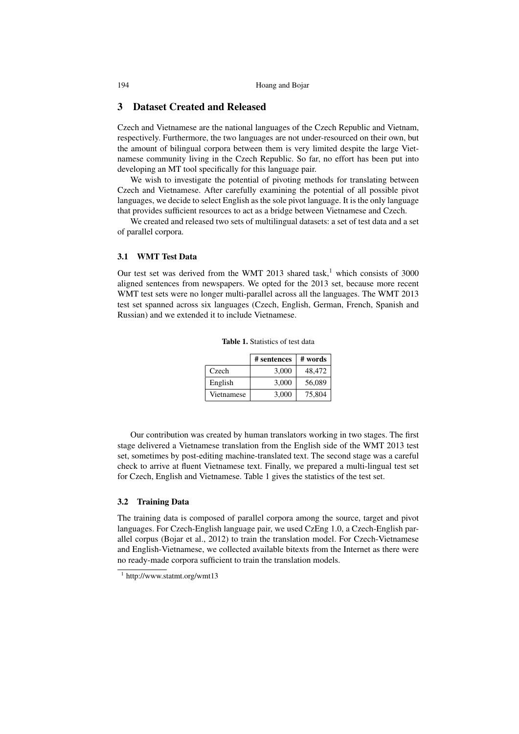## 3 Dataset Created and Released

Czech and Vietnamese are the national languages of the Czech Republic and Vietnam, respectively. Furthermore, the two languages are not under-resourced on their own, but the amount of bilingual corpora between them is very limited despite the large Vietnamese community living in the Czech Republic. So far, no effort has been put into developing an MT tool specifically for this language pair.

We wish to investigate the potential of pivoting methods for translating between Czech and Vietnamese. After carefully examining the potential of all possible pivot languages, we decide to select English as the sole pivot language. It is the only language that provides sufficient resources to act as a bridge between Vietnamese and Czech.

We created and released two sets of multilingual datasets: a set of test data and a set of parallel corpora.

### 3.1 WMT Test Data

Our test set was derived from the WMT 2013 shared task,[1] which consists of 3000 aligned sentences from newspapers. We opted for the 2013 set, because more recent WMT test sets were no longer multi-parallel across all the languages. The WMT 2013 test set spanned across six languages (Czech, English, German, French, Spanish and Russian) and we extended it to include Vietnamese.

**Table 1.** Statistics of test data

| | # sentences | # words |
|---|---|---|
| Czech | 3,000 | 48,472 |
| English | 3,000 | 56,089 |
| Vietnamese | 3,000 | 75,804 |

Our contribution was created by human translators working in two stages. The first stage delivered a Vietnamese translation from the English side of the WMT 2013 test set, sometimes by post-editing machine-translated text. The second stage was a careful check to arrive at fluent Vietnamese text. Finally, we prepared a multi-lingual test set for Czech, English and Vietnamese. Table 1 gives the statistics of the test set.

### 3.2 Training Data

The training data is composed of parallel corpora among the source, target and pivot languages. For Czech-English language pair, we used CzEng 1.0, a Czech-English parallel corpus (Bojar et al., 2012) to train the translation model. For Czech-Vietnamese and English-Vietnamese, we collected available bitexts from the Internet as there were no ready-made corpora sufficient to train the translation models.

[1] http://www.statmt.org/wmt13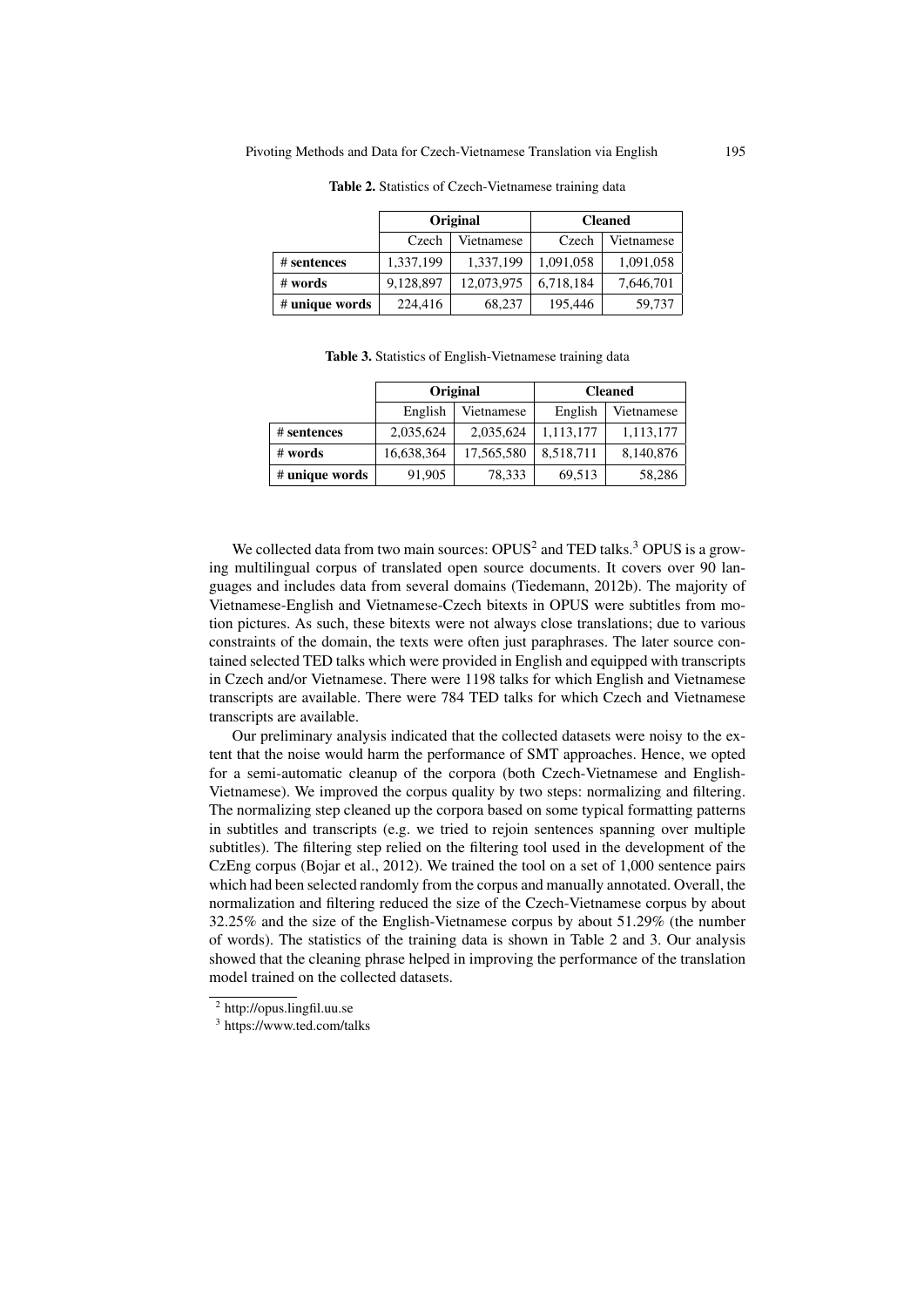**Table 2.** Statistics of Czech-Vietnamese training data

| | Original | | Cleaned | |
|---|---|---|---|---|
| | Czech | Vietnamese | Czech | Vietnamese |
| **# sentences** | 1,337,199 | 1,337,199 | 1,091,058 | 1,091,058 |
| **# words** | 9,128,897 | 12,073,975 | 6,718,184 | 7,646,701 |
| **# unique words** | 224,416 | 68,237 | 195,446 | 59,737 |

**Table 3.** Statistics of English-Vietnamese training data

| | Original | | Cleaned | |
|---|---|---|---|---|
| | English | Vietnamese | English | Vietnamese |
| **# sentences** | 2,035,624 | 2,035,624 | 1,113,177 | 1,113,177 |
| **# words** | 16,638,364 | 17,565,580 | 8,518,711 | 8,140,876 |
| **# unique words** | 91,905 | 78,333 | 69,513 | 58,286 |

We collected data from two main sources: OPUS[2] and TED talks.[3] OPUS is a growing multilingual corpus of translated open source documents. It covers over 90 languages and includes data from several domains (Tiedemann, 2012b). The majority of Vietnamese-English and Vietnamese-Czech bitexts in OPUS were subtitles from motion pictures. As such, these bitexts were not always close translations; due to various constraints of the domain, the texts were often just paraphrases. The later source contained selected TED talks which were provided in English and equipped with transcripts in Czech and/or Vietnamese. There were 1198 talks for which English and Vietnamese transcripts are available. There were 784 TED talks for which Czech and Vietnamese transcripts are available.

Our preliminary analysis indicated that the collected datasets were noisy to the extent that the noise would harm the performance of SMT approaches. Hence, we opted for a semi-automatic cleanup of the corpora (both Czech-Vietnamese and English-Vietnamese). We improved the corpus quality by two steps: normalizing and filtering. The normalizing step cleaned up the corpora based on some typical formatting patterns in subtitles and transcripts (e.g. we tried to rejoin sentences spanning over multiple subtitles). The filtering step relied on the filtering tool used in the development of the CzEng corpus (Bojar et al., 2012). We trained the tool on a set of 1,000 sentence pairs which had been selected randomly from the corpus and manually annotated. Overall, the normalization and filtering reduced the size of the Czech-Vietnamese corpus by about 32.25% and the size of the English-Vietnamese corpus by about 51.29% (the number of words). The statistics of the training data is shown in Table 2 and 3. Our analysis showed that the cleaning phrase helped in improving the performance of the translation model trained on the collected datasets.

[2] http://opus.lingfil.uu.se

[3] https://www.ted.com/talks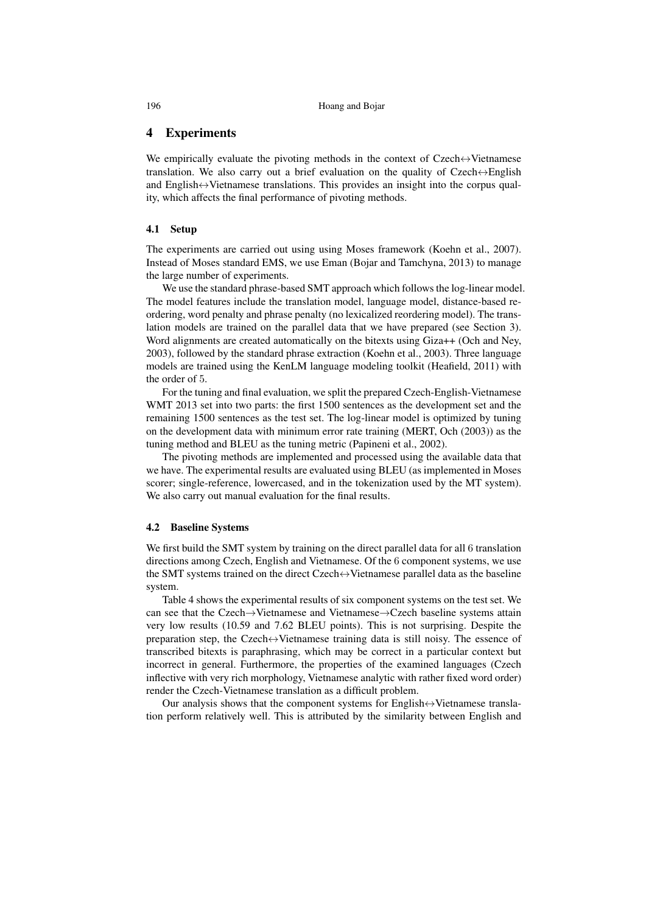## 4 Experiments

We empirically evaluate the pivoting methods in the context of Czech↔Vietnamese translation. We also carry out a brief evaluation on the quality of Czech↔English and English↔Vietnamese translations. This provides an insight into the corpus quality, which affects the final performance of pivoting methods.

### 4.1 Setup

The experiments are carried out using using Moses framework (Koehn et al., 2007). Instead of Moses standard EMS, we use Eman (Bojar and Tamchyna, 2013) to manage the large number of experiments.

We use the standard phrase-based SMT approach which follows the log-linear model. The model features include the translation model, language model, distance-based reordering, word penalty and phrase penalty (no lexicalized reordering model). The translation models are trained on the parallel data that we have prepared (see Section 3). Word alignments are created automatically on the bitexts using Giza++ (Och and Ney, 2003), followed by the standard phrase extraction (Koehn et al., 2003). Three language models are trained using the KenLM language modeling toolkit (Heafield, 2011) with the order of 5.

For the tuning and final evaluation, we split the prepared Czech-English-Vietnamese WMT 2013 set into two parts: the first 1500 sentences as the development set and the remaining 1500 sentences as the test set. The log-linear model is optimized by tuning on the development data with minimum error rate training (MERT, Och (2003)) as the tuning method and BLEU as the tuning metric (Papineni et al., 2002).

The pivoting methods are implemented and processed using the available data that we have. The experimental results are evaluated using BLEU (as implemented in Moses scorer; single-reference, lowercased, and in the tokenization used by the MT system). We also carry out manual evaluation for the final results.

### 4.2 Baseline Systems

We first build the SMT system by training on the direct parallel data for all 6 translation directions among Czech, English and Vietnamese. Of the 6 component systems, we use the SMT systems trained on the direct Czech↔Vietnamese parallel data as the baseline system.

Table 4 shows the experimental results of six component systems on the test set. We can see that the Czech→Vietnamese and Vietnamese→Czech baseline systems attain very low results (10.59 and 7.62 BLEU points). This is not surprising. Despite the preparation step, the Czech↔Vietnamese training data is still noisy. The essence of transcribed bitexts is paraphrasing, which may be correct in a particular context but incorrect in general. Furthermore, the properties of the examined languages (Czech inflective with very rich morphology, Vietnamese analytic with rather fixed word order) render the Czech-Vietnamese translation as a difficult problem.

Our analysis shows that the component systems for English↔Vietnamese translation perform relatively well. This is attributed by the similarity between English and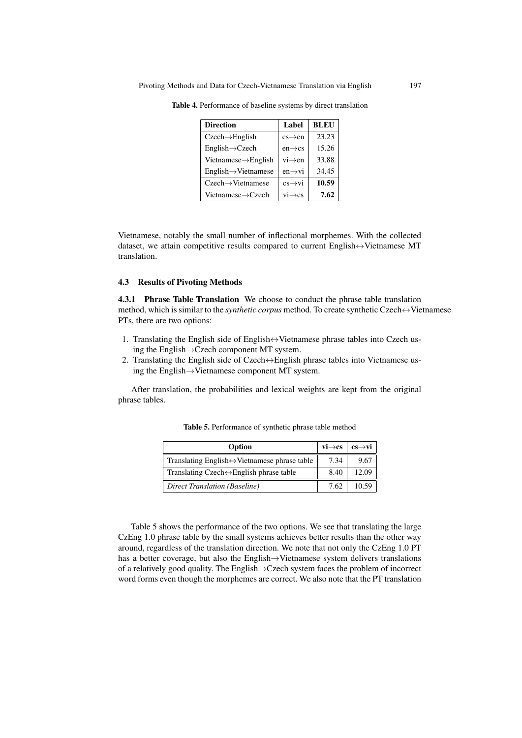**Table 4.** Performance of baseline systems by direct translation

| Direction | Label | BLEU |
| --- | --- | --- |
| Czech→English | cs→en | 23.23 |
| English→Czech | en→cs | 15.26 |
| Vietnamese→English | vi→en | 33.88 |
| English→Vietnamese | en→vi | 34.45 |
| Czech→Vietnamese | cs→vi | **10.59** |
| Vietnamese→Czech | vi→cs | **7.62** |

Vietnamese, notably the small number of inflectional morphemes. With the collected dataset, we attain competitive results compared to current English↔Vietnamese MT translation.

### 4.3 Results of Pivoting Methods

**4.3.1 Phrase Table Translation** We choose to conduct the phrase table translation method, which is similar to the *synthetic corpus* method. To create synthetic Czech↔Vietnamese PTs, there are two options:

1. Translating the English side of English↔Vietnamese phrase tables into Czech using the English→Czech component MT system.
2. Translating the English side of Czech↔English phrase tables into Vietnamese using the English→Vietnamese component MT system.

After translation, the probabilities and lexical weights are kept from the original phrase tables.

**Table 5.** Performance of synthetic phrase table method

| Option | vi→cs | cs→vi |
| --- | --- | --- |
| Translating English↔Vietnamese phrase table | 7.34 | 9.67 |
| Translating Czech↔English phrase table | 8.40 | 12.09 |
| *Direct Translation (Baseline)* | 7.62 | 10.59 |

Table 5 shows the performance of the two options. We see that translating the large CzEng 1.0 phrase table by the small systems achieves better results than the other way around, regardless of the translation direction. We note that not only the CzEng 1.0 PT has a better coverage, but also the English→Vietnamese system delivers translations of a relatively good quality. The English→Czech system faces the problem of incorrect word forms even though the morphemes are correct. We also note that the PT translation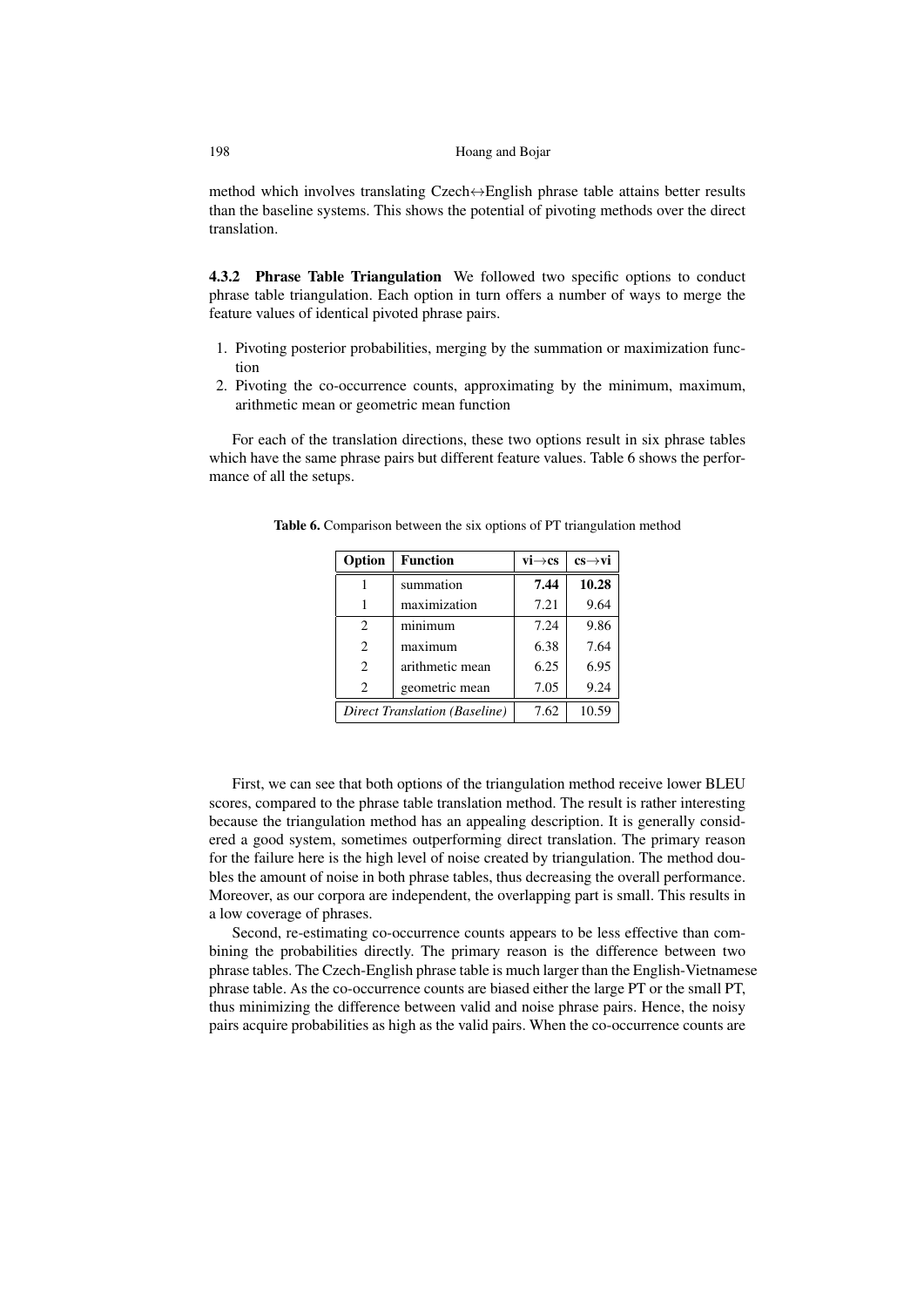method which involves translating Czech↔English phrase table attains better results than the baseline systems. This shows the potential of pivoting methods over the direct translation.

#### 4.3.2 Phrase Table Triangulation

We followed two specific options to conduct phrase table triangulation. Each option in turn offers a number of ways to merge the feature values of identical pivoted phrase pairs.

1. Pivoting posterior probabilities, merging by the summation or maximization function
2. Pivoting the co-occurrence counts, approximating by the minimum, maximum, arithmetic mean or geometric mean function

For each of the translation directions, these two options result in six phrase tables which have the same phrase pairs but different feature values. Table 6 shows the performance of all the setups.

**Table 6.** Comparison between the six options of PT triangulation method

| Option | Function | vi→cs | cs→vi |
|---|---|---|---|
| 1 | summation | **7.44** | **10.28** |
| 1 | maximization | 7.21 | 9.64 |
| 2 | minimum | 7.24 | 9.86 |
| 2 | maximum | 6.38 | 7.64 |
| 2 | arithmetic mean | 6.25 | 6.95 |
| 2 | geometric mean | 7.05 | 9.24 |
| *Direct Translation (Baseline)* | | 7.62 | 10.59 |

First, we can see that both options of the triangulation method receive lower BLEU scores, compared to the phrase table translation method. The result is rather interesting because the triangulation method has an appealing description. It is generally considered a good system, sometimes outperforming direct translation. The primary reason for the failure here is the high level of noise created by triangulation. The method doubles the amount of noise in both phrase tables, thus decreasing the overall performance. Moreover, as our corpora are independent, the overlapping part is small. This results in a low coverage of phrases.

Second, re-estimating co-occurrence counts appears to be less effective than combining the probabilities directly. The primary reason is the difference between two phrase tables. The Czech-English phrase table is much larger than the English-Vietnamese phrase table. As the co-occurrence counts are biased either the large PT or the small PT, thus minimizing the difference between valid and noise phrase pairs. Hence, the noisy pairs acquire probabilities as high as the valid pairs. When the co-occurrence counts are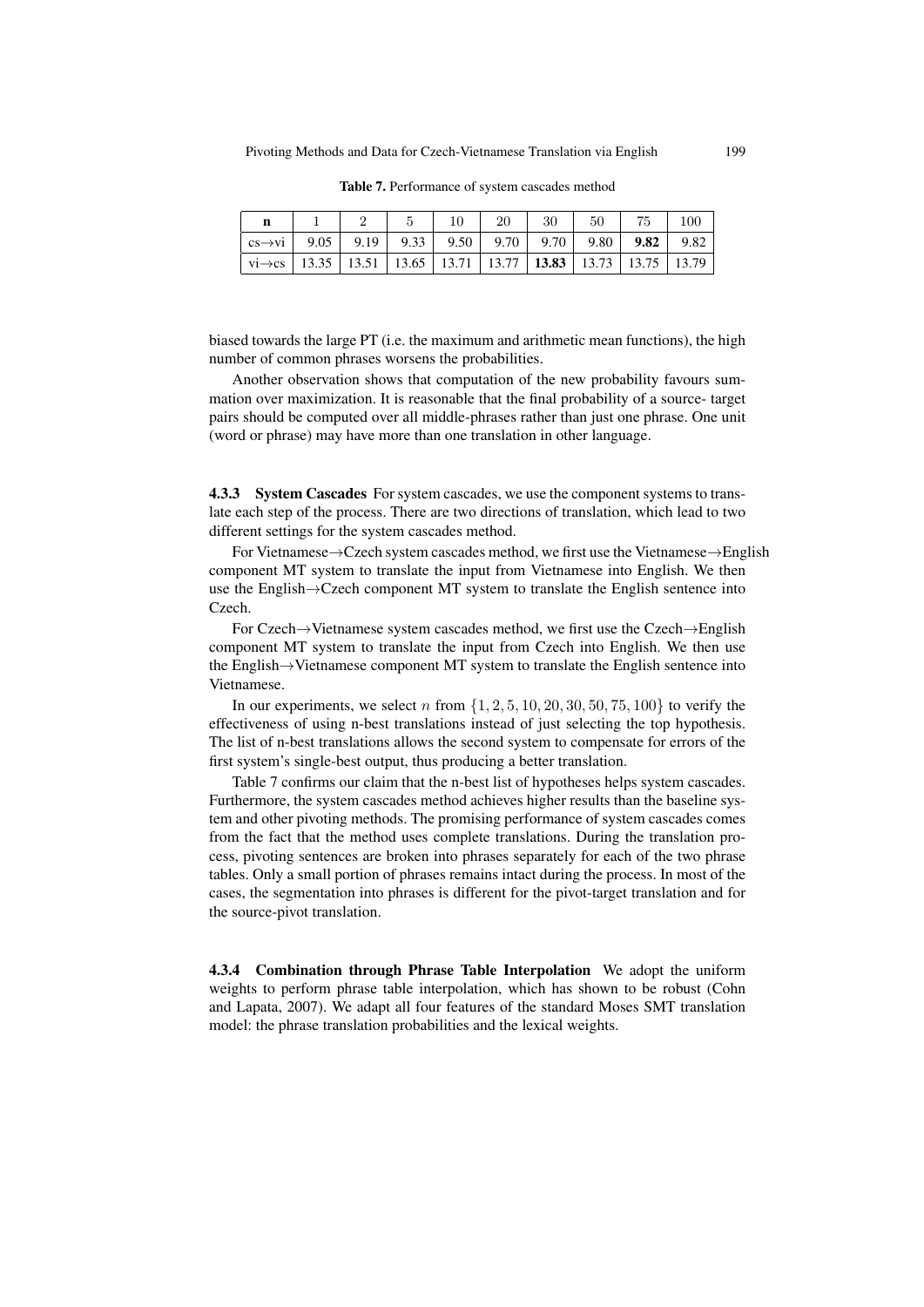**Table 7.** Performance of system cascades method

| n | 1 | 2 | 5 | 10 | 20 | 30 | 50 | 75 | 100 |
|---|---|---|---|---|---|---|---|---|---|
| cs→vi | 9.05 | 9.19 | 9.33 | 9.50 | 9.70 | 9.70 | 9.80 | **9.82** | 9.82 |
| vi→cs | 13.35 | 13.51 | 13.65 | 13.71 | 13.77 | **13.83** | 13.73 | 13.75 | 13.79 |

biased towards the large PT (i.e. the maximum and arithmetic mean functions), the high number of common phrases worsens the probabilities.

Another observation shows that computation of the new probability favours summation over maximization. It is reasonable that the final probability of a source- target pairs should be computed over all middle-phrases rather than just one phrase. One unit (word or phrase) may have more than one translation in other language.

#### 4.3.3 System Cascades

For system cascades, we use the component systems to translate each step of the process. There are two directions of translation, which lead to two different settings for the system cascades method.

For Vietnamese→Czech system cascades method, we first use the Vietnamese→English component MT system to translate the input from Vietnamese into English. We then use the English→Czech component MT system to translate the English sentence into Czech.

For Czech→Vietnamese system cascades method, we first use the Czech→English component MT system to translate the input from Czech into English. We then use the English→Vietnamese component MT system to translate the English sentence into Vietnamese.

In our experiments, we select $n$ from $\{1, 2, 5, 10, 20, 30, 50, 75, 100\}$ to verify the effectiveness of using n-best translations instead of just selecting the top hypothesis. The list of n-best translations allows the second system to compensate for errors of the first system's single-best output, thus producing a better translation.

Table 7 confirms our claim that the n-best list of hypotheses helps system cascades. Furthermore, the system cascades method achieves higher results than the baseline system and other pivoting methods. The promising performance of system cascades comes from the fact that the method uses complete translations. During the translation process, pivoting sentences are broken into phrases separately for each of the two phrase tables. Only a small portion of phrases remains intact during the process. In most of the cases, the segmentation into phrases is different for the pivot-target translation and for the source-pivot translation.

#### 4.3.4 Combination through Phrase Table Interpolation

We adopt the uniform weights to perform phrase table interpolation, which has shown to be robust (Cohn and Lapata, 2007). We adapt all four features of the standard Moses SMT translation model: the phrase translation probabilities and the lexical weights.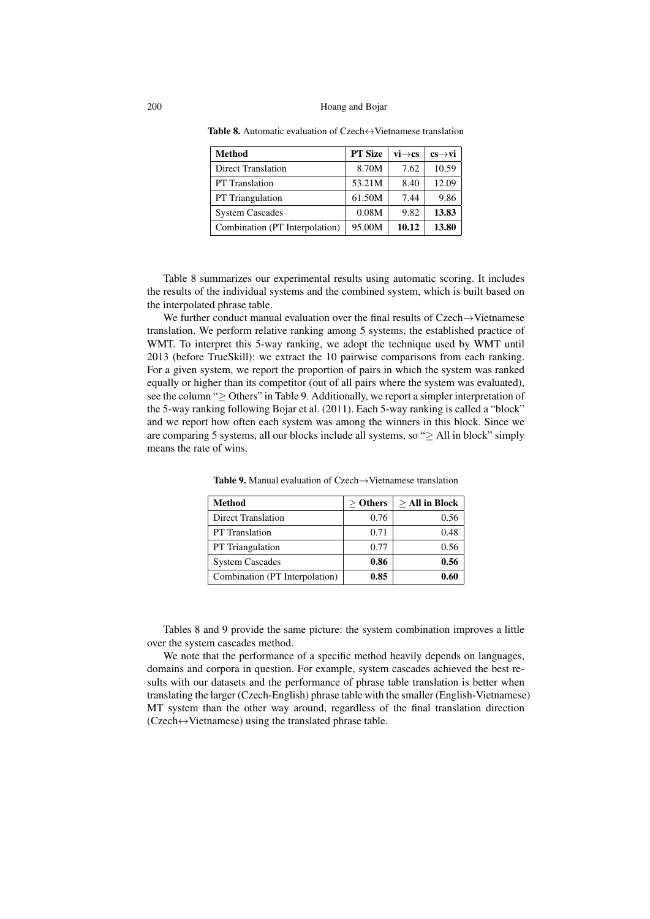**Table 8.** Automatic evaluation of Czech↔Vietnamese translation

| **Method** | **PT Size** | **vi→cs** | **cs→vi** |
|---|---|---|---|
| Direct Translation | 8.70M | 7.62 | 10.59 |
| PT Translation | 53.21M | 8.40 | 12.09 |
| PT Triangulation | 61.50M | 7.44 | 9.86 |
| System Cascades | 0.08M | 9.82 | **13.83** |
| Combination (PT Interpolation) | 95.00M | **10.12** | **13.80** |

Table 8 summarizes our experimental results using automatic scoring. It includes the results of the individual systems and the combined system, which is built based on the interpolated phrase table.

We further conduct manual evaluation over the final results of Czech→Vietnamese translation. We perform relative ranking among 5 systems, the established practice of WMT. To interpret this 5-way ranking, we adopt the technique used by WMT until 2013 (before TrueSkill): we extract the 10 pairwise comparisons from each ranking. For a given system, we report the proportion of pairs in which the system was ranked equally or higher than its competitor (out of all pairs where the system was evaluated), see the column "≥ Others" in Table 9. Additionally, we report a simpler interpretation of the 5-way ranking following Bojar et al. (2011). Each 5-way ranking is called a "block" and we report how often each system was among the winners in this block. Since we are comparing 5 systems, all our blocks include all systems, so "≥ All in block" simply means the rate of wins.

**Table 9.** Manual evaluation of Czech→Vietnamese translation

| **Method** | **≥ Others** | **≥ All in Block** |
|---|---|---|
| Direct Translation | 0.76 | 0.56 |
| PT Translation | 0.71 | 0.48 |
| PT Triangulation | 0.77 | 0.56 |
| System Cascades | **0.86** | **0.56** |
| Combination (PT Interpolation) | **0.85** | **0.60** |

Tables 8 and 9 provide the same picture: the system combination improves a little over the system cascades method.

We note that the performance of a specific method heavily depends on languages, domains and corpora in question. For example, system cascades achieved the best results with our datasets and the performance of phrase table translation is better when translating the larger (Czech-English) phrase table with the smaller (English-Vietnamese) MT system than the other way around, regardless of the final translation direction (Czech↔Vietnamese) using the translated phrase table.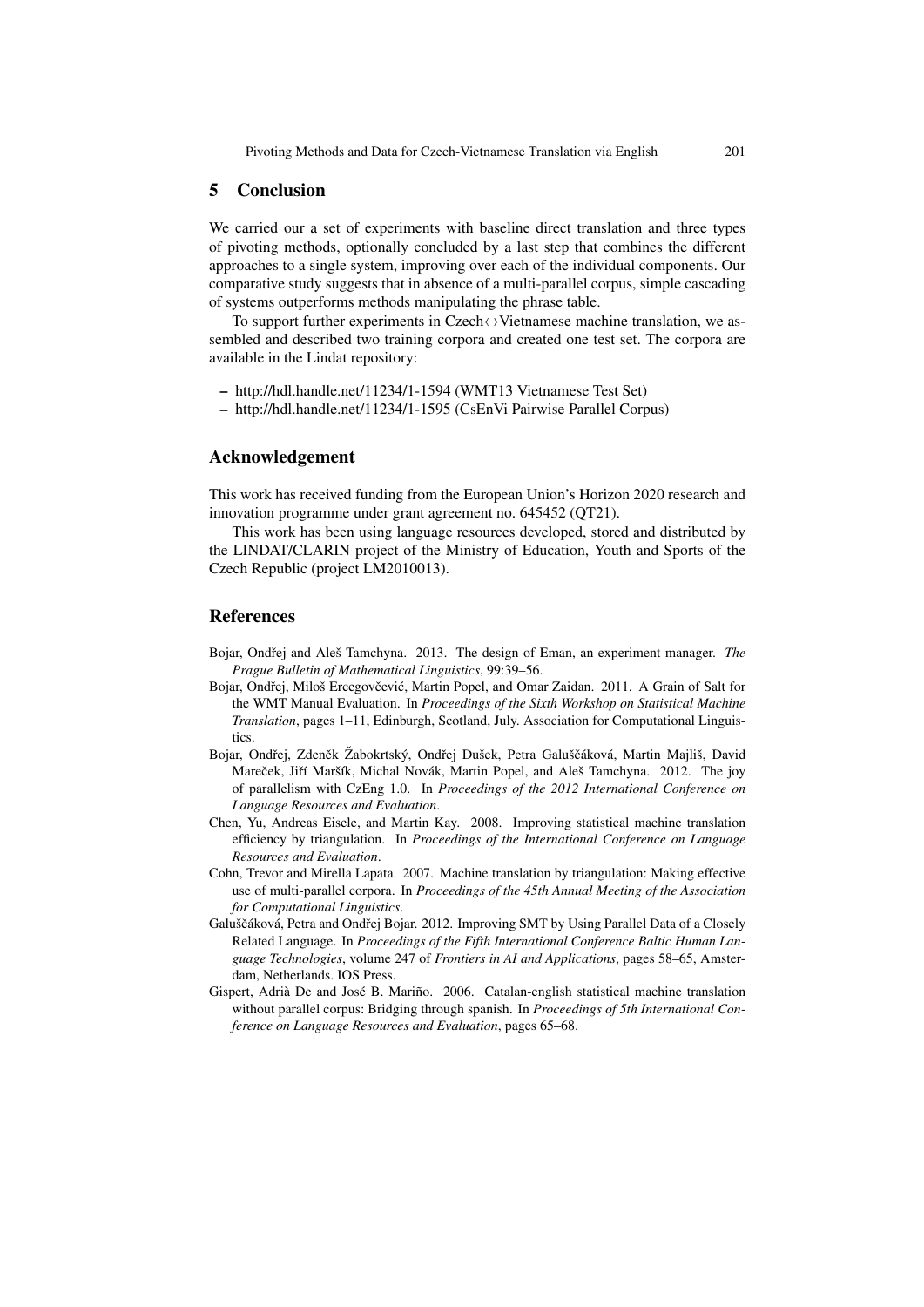## 5 Conclusion

We carried our a set of experiments with baseline direct translation and three types of pivoting methods, optionally concluded by a last step that combines the different approaches to a single system, improving over each of the individual components. Our comparative study suggests that in absence of a multi-parallel corpus, simple cascading of systems outperforms methods manipulating the phrase table.

To support further experiments in Czech↔Vietnamese machine translation, we assembled and described two training corpora and created one test set. The corpora are available in the Lindat repository:

– http://hdl.handle.net/11234/1-1594 (WMT13 Vietnamese Test Set)
– http://hdl.handle.net/11234/1-1595 (CsEnVi Pairwise Parallel Corpus)

## Acknowledgement

This work has received funding from the European Union's Horizon 2020 research and innovation programme under grant agreement no. 645452 (QT21).

This work has been using language resources developed, stored and distributed by the LINDAT/CLARIN project of the Ministry of Education, Youth and Sports of the Czech Republic (project LM2010013).

## References

Bojar, Ondřej and Aleš Tamchyna. 2013. The design of Eman, an experiment manager. *The Prague Bulletin of Mathematical Linguistics*, 99:39–56.

Bojar, Ondřej, Miloš Ercegovčević, Martin Popel, and Omar Zaidan. 2011. A Grain of Salt for the WMT Manual Evaluation. In *Proceedings of the Sixth Workshop on Statistical Machine Translation*, pages 1–11, Edinburgh, Scotland, July. Association for Computational Linguistics.

Bojar, Ondřej, Zdeněk Žabokrtský, Ondřej Dušek, Petra Galuščáková, Martin Majliš, David Mareček, Jiří Maršík, Michal Novák, Martin Popel, and Aleš Tamchyna. 2012. The joy of parallelism with CzEng 1.0. In *Proceedings of the 2012 International Conference on Language Resources and Evaluation*.

Chen, Yu, Andreas Eisele, and Martin Kay. 2008. Improving statistical machine translation efficiency by triangulation. In *Proceedings of the International Conference on Language Resources and Evaluation*.

Cohn, Trevor and Mirella Lapata. 2007. Machine translation by triangulation: Making effective use of multi-parallel corpora. In *Proceedings of the 45th Annual Meeting of the Association for Computational Linguistics*.

Galuščáková, Petra and Ondřej Bojar. 2012. Improving SMT by Using Parallel Data of a Closely Related Language. In *Proceedings of the Fifth International Conference Baltic Human Language Technologies*, volume 247 of *Frontiers in AI and Applications*, pages 58–65, Amsterdam, Netherlands. IOS Press.

Gispert, Adrià De and José B. Mariño. 2006. Catalan-english statistical machine translation without parallel corpus: Bridging through spanish. In *Proceedings of 5th International Conference on Language Resources and Evaluation*, pages 65–68.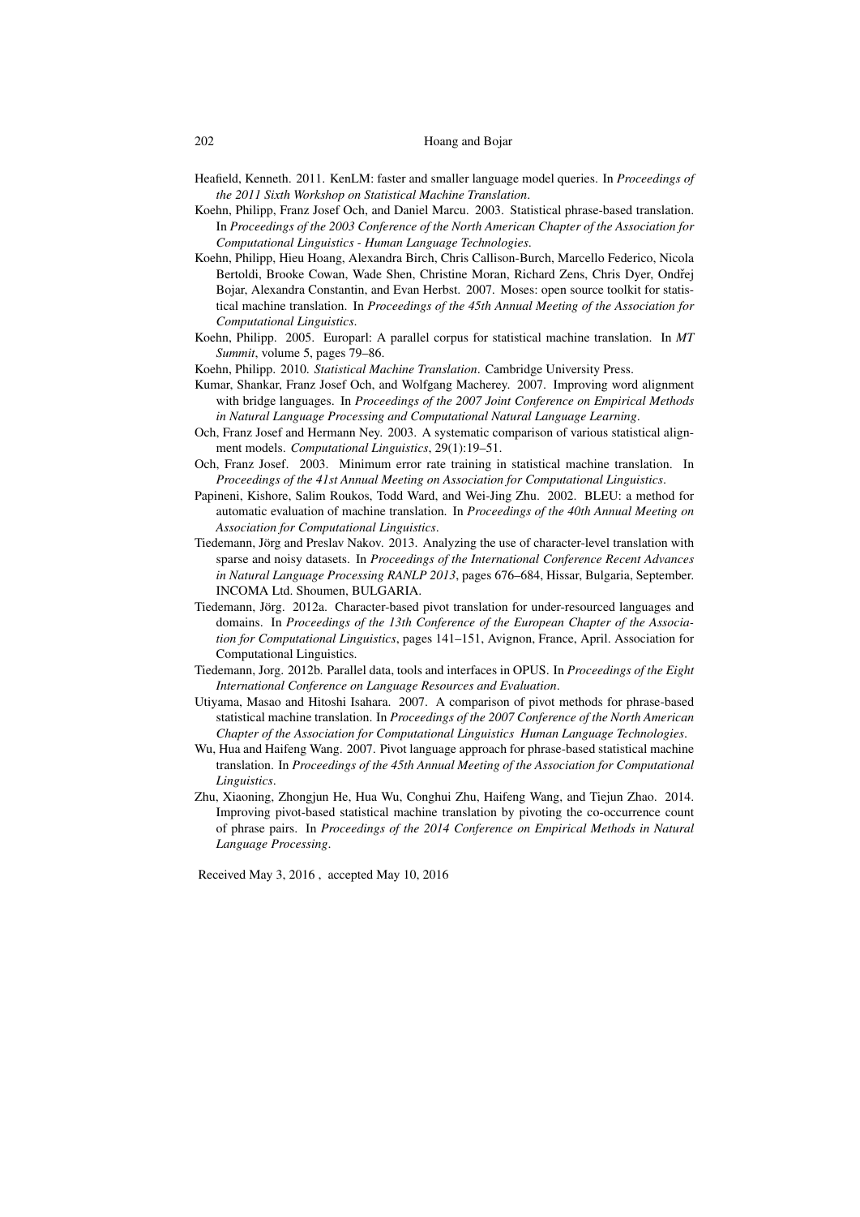Heafield, Kenneth. 2011. KenLM: faster and smaller language model queries. In *Proceedings of the 2011 Sixth Workshop on Statistical Machine Translation*.

Koehn, Philipp, Franz Josef Och, and Daniel Marcu. 2003. Statistical phrase-based translation. In *Proceedings of the 2003 Conference of the North American Chapter of the Association for Computational Linguistics - Human Language Technologies*.

Koehn, Philipp, Hieu Hoang, Alexandra Birch, Chris Callison-Burch, Marcello Federico, Nicola Bertoldi, Brooke Cowan, Wade Shen, Christine Moran, Richard Zens, Chris Dyer, Ondřej Bojar, Alexandra Constantin, and Evan Herbst. 2007. Moses: open source toolkit for statistical machine translation. In *Proceedings of the 45th Annual Meeting of the Association for Computational Linguistics*.

Koehn, Philipp. 2005. Europarl: A parallel corpus for statistical machine translation. In *MT Summit*, volume 5, pages 79–86.

Koehn, Philipp. 2010. *Statistical Machine Translation*. Cambridge University Press.

Kumar, Shankar, Franz Josef Och, and Wolfgang Macherey. 2007. Improving word alignment with bridge languages. In *Proceedings of the 2007 Joint Conference on Empirical Methods in Natural Language Processing and Computational Natural Language Learning*.

Och, Franz Josef and Hermann Ney. 2003. A systematic comparison of various statistical alignment models. *Computational Linguistics*, 29(1):19–51.

Och, Franz Josef. 2003. Minimum error rate training in statistical machine translation. In *Proceedings of the 41st Annual Meeting on Association for Computational Linguistics*.

Papineni, Kishore, Salim Roukos, Todd Ward, and Wei-Jing Zhu. 2002. BLEU: a method for automatic evaluation of machine translation. In *Proceedings of the 40th Annual Meeting on Association for Computational Linguistics*.

Tiedemann, Jörg and Preslav Nakov. 2013. Analyzing the use of character-level translation with sparse and noisy datasets. In *Proceedings of the International Conference Recent Advances in Natural Language Processing RANLP 2013*, pages 676–684, Hissar, Bulgaria, September. INCOMA Ltd. Shoumen, BULGARIA.

Tiedemann, Jörg. 2012a. Character-based pivot translation for under-resourced languages and domains. In *Proceedings of the 13th Conference of the European Chapter of the Association for Computational Linguistics*, pages 141–151, Avignon, France, April. Association for Computational Linguistics.

Tiedemann, Jorg. 2012b. Parallel data, tools and interfaces in OPUS. In *Proceedings of the Eight International Conference on Language Resources and Evaluation*.

Utiyama, Masao and Hitoshi Isahara. 2007. A comparison of pivot methods for phrase-based statistical machine translation. In *Proceedings of the 2007 Conference of the North American Chapter of the Association for Computational Linguistics Human Language Technologies*.

Wu, Hua and Haifeng Wang. 2007. Pivot language approach for phrase-based statistical machine translation. In *Proceedings of the 45th Annual Meeting of the Association for Computational Linguistics*.

Zhu, Xiaoning, Zhongjun He, Hua Wu, Conghui Zhu, Haifeng Wang, and Tiejun Zhao. 2014. Improving pivot-based statistical machine translation by pivoting the co-occurrence count of phrase pairs. In *Proceedings of the 2014 Conference on Empirical Methods in Natural Language Processing*.

Received May 3, 2016 , accepted May 10, 2016